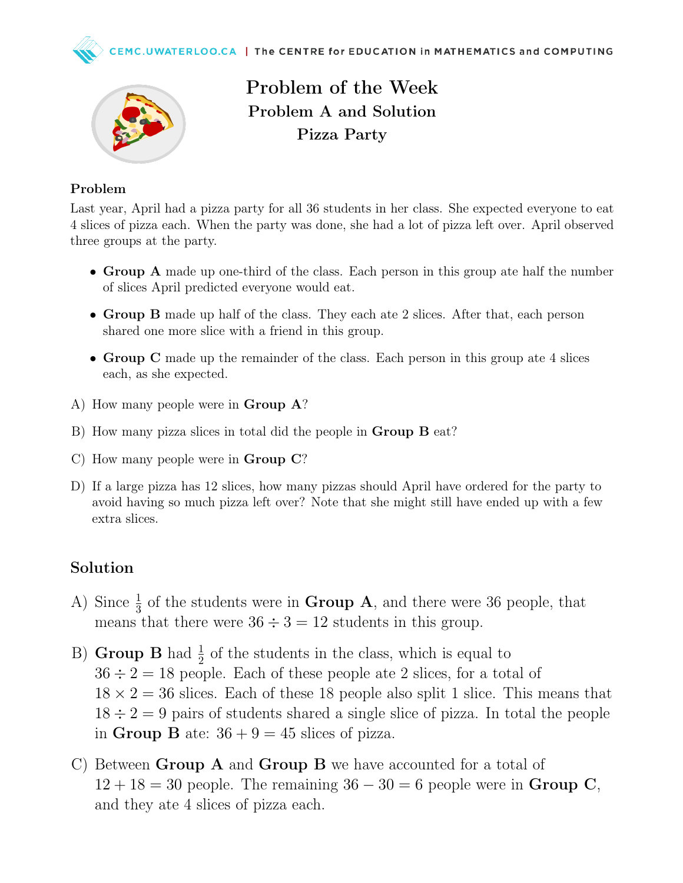# Problem of the Week
## Problem A and Solution
## Pizza Party

**Problem**

Last year, April had a pizza party for all 36 students in her class. She expected everyone to eat 4 slices of pizza each. When the party was done, she had a lot of pizza left over. April observed three groups at the party.

- **Group A** made up one-third of the class. Each person in this group ate half the number of slices April predicted everyone would eat.
- **Group B** made up half of the class. They each ate 2 slices. After that, each person shared one more slice with a friend in this group.
- **Group C** made up the remainder of the class. Each person in this group ate 4 slices each, as she expected.

A) How many people were in **Group A**?

B) How many pizza slices in total did the people in **Group B** eat?

C) How many people were in **Group C**?

D) If a large pizza has 12 slices, how many pizzas should April have ordered for the party to avoid having so much pizza left over? Note that she might still have ended up with a few extra slices.

## Solution

A) Since $\frac{1}{3}$ of the students were in **Group A**, and there were 36 people, that means that there were $36 \div 3 = 12$ students in this group.

B) **Group B** had $\frac{1}{2}$ of the students in the class, which is equal to $36 \div 2 = 18$ people. Each of these people ate 2 slices, for a total of $18 \times 2 = 36$ slices. Each of these 18 people also split 1 slice. This means that $18 \div 2 = 9$ pairs of students shared a single slice of pizza. In total the people in **Group B** ate: $36 + 9 = 45$ slices of pizza.

C) Between **Group A** and **Group B** we have accounted for a total of $12 + 18 = 30$ people. The remaining $36 - 30 = 6$ people were in **Group C**, and they ate 4 slices of pizza each.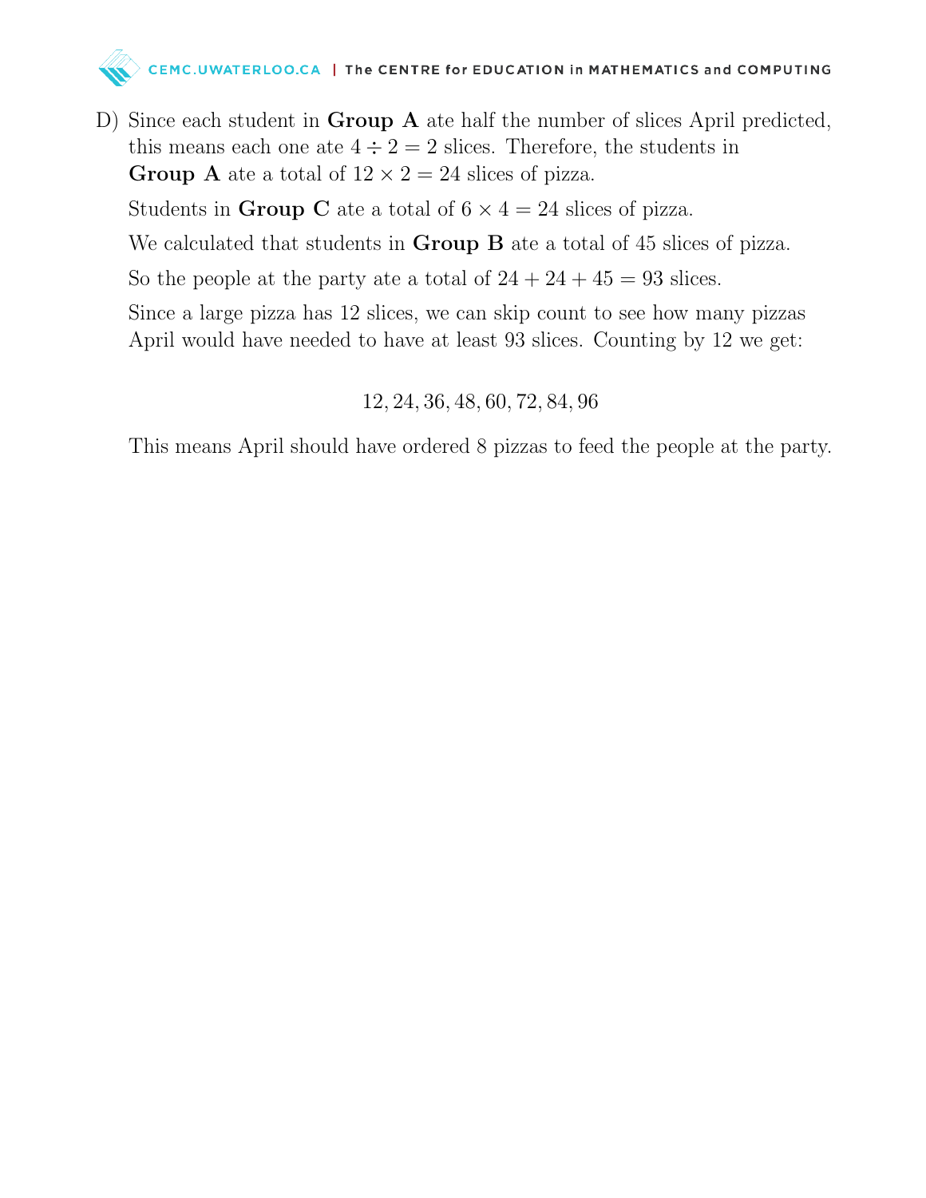D) Since each student in **Group A** ate half the number of slices April predicted, this means each one ate $4 \div 2 = 2$ slices. Therefore, the students in **Group A** ate a total of $12 \times 2 = 24$ slices of pizza.

Students in **Group C** ate a total of $6 \times 4 = 24$ slices of pizza.

We calculated that students in **Group B** ate a total of 45 slices of pizza.

So the people at the party ate a total of $24 + 24 + 45 = 93$ slices.

Since a large pizza has 12 slices, we can skip count to see how many pizzas April would have needed to have at least 93 slices. Counting by 12 we get:

$$12, 24, 36, 48, 60, 72, 84, 96$$

This means April should have ordered 8 pizzas to feed the people at the party.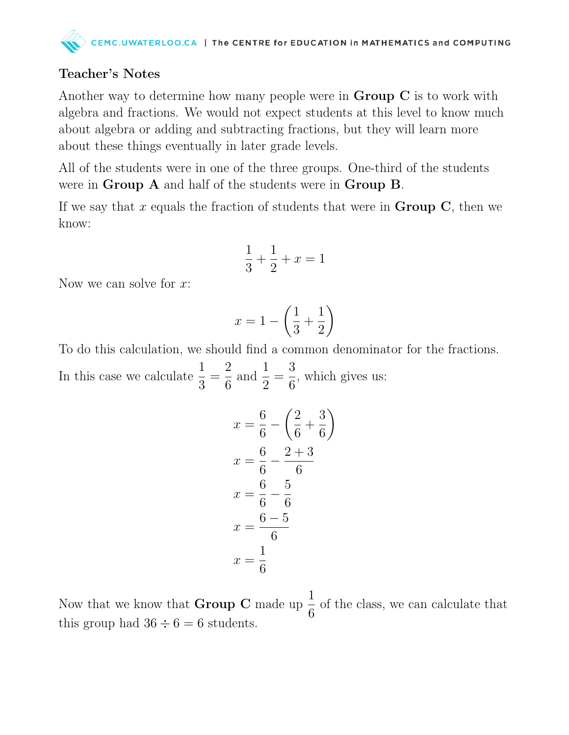**Teacher's Notes**

Another way to determine how many people were in **Group C** is to work with algebra and fractions. We would not expect students at this level to know much about algebra or adding and subtracting fractions, but they will learn more about these things eventually in later grade levels.

All of the students were in one of the three groups. One-third of the students were in **Group A** and half of the students were in **Group B**.

If we say that $x$ equals the fraction of students that were in **Group C**, then we know:

$$\frac{1}{3} + \frac{1}{2} + x = 1$$

Now we can solve for $x$:

$$x = 1 - \left(\frac{1}{3} + \frac{1}{2}\right)$$

To do this calculation, we should find a common denominator for the fractions. In this case we calculate $\frac{1}{3} = \frac{2}{6}$ and $\frac{1}{2} = \frac{3}{6}$, which gives us:

$$x = \frac{6}{6} - \left(\frac{2}{6} + \frac{3}{6}\right)$$

$$x = \frac{6}{6} - \frac{2+3}{6}$$

$$x = \frac{6}{6} - \frac{5}{6}$$

$$x = \frac{6-5}{6}$$

$$x = \frac{1}{6}$$

Now that we know that **Group C** made up $\frac{1}{6}$ of the class, we can calculate that this group had $36 \div 6 = 6$ students.